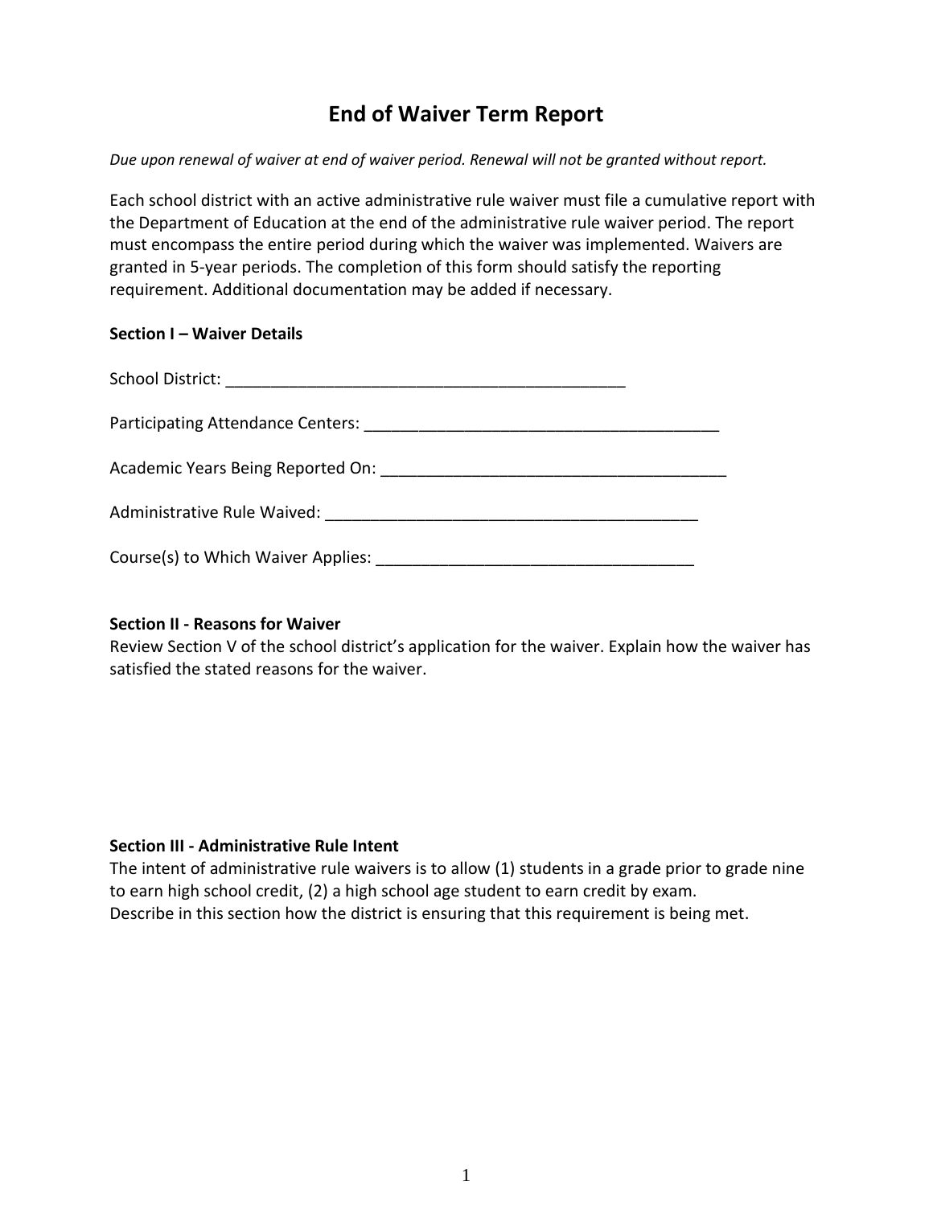# End of Waiver Term Report

*Due upon renewal of waiver at end of waiver period. Renewal will not be granted without report.*

Each school district with an active administrative rule waiver must file a cumulative report with the Department of Education at the end of the administrative rule waiver period. The report must encompass the entire period during which the waiver was implemented. Waivers are granted in 5-year periods. The completion of this form should satisfy the reporting requirement. Additional documentation may be added if necessary.

**Section I – Waiver Details**

School District: ___________________________________________

Participating Attendance Centers: ________________________________________

Academic Years Being Reported On: _______________________________________

Administrative Rule Waived: __________________________________________

Course(s) to Which Waiver Applies: ____________________________________

**Section II - Reasons for Waiver**

Review Section V of the school district's application for the waiver. Explain how the waiver has satisfied the stated reasons for the waiver.

**Section III - Administrative Rule Intent**

The intent of administrative rule waivers is to allow (1) students in a grade prior to grade nine to earn high school credit, (2) a high school age student to earn credit by exam.
Describe in this section how the district is ensuring that this requirement is being met.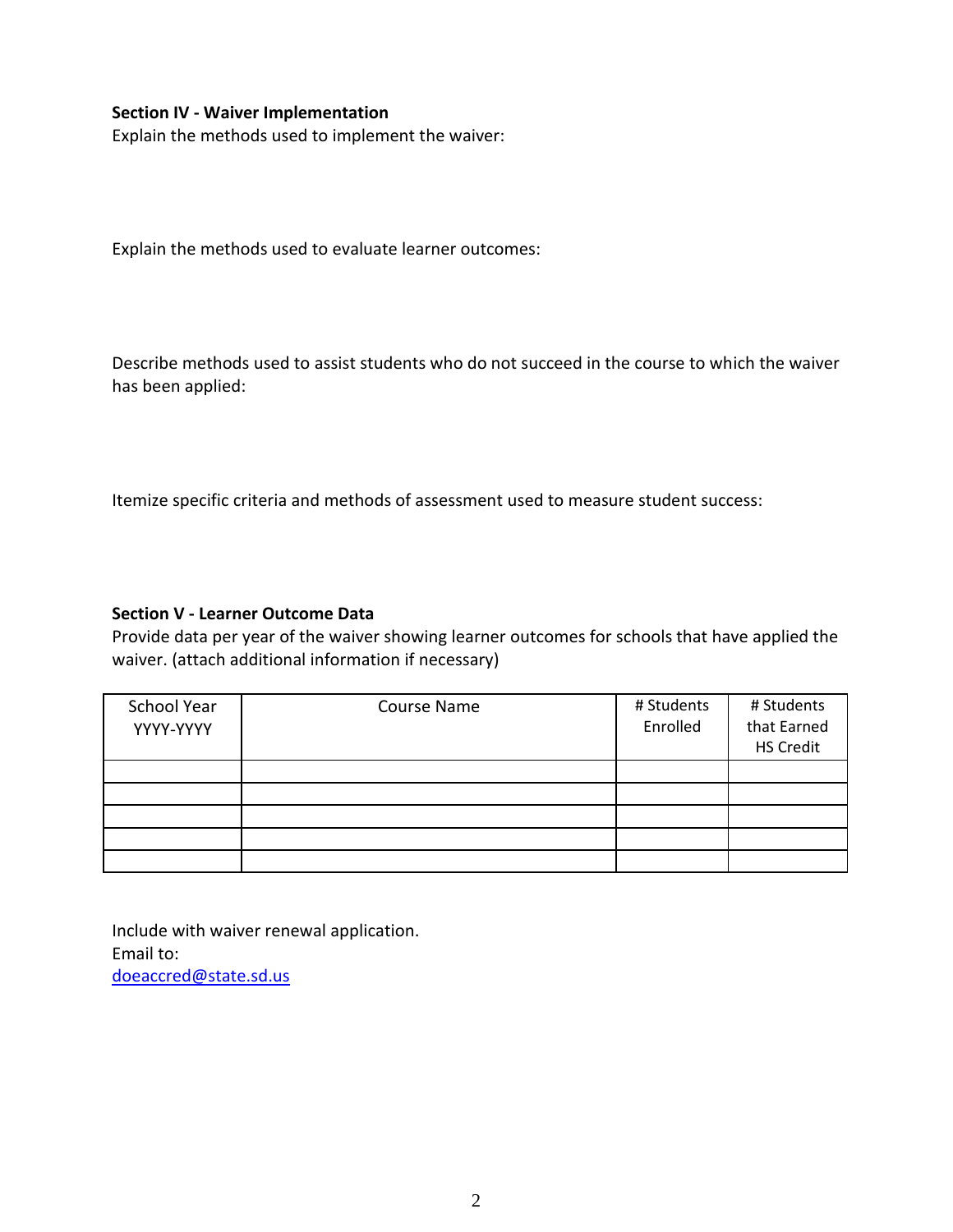**Section IV - Waiver Implementation**

Explain the methods used to implement the waiver:

Explain the methods used to evaluate learner outcomes:

Describe methods used to assist students who do not succeed in the course to which the waiver has been applied:

Itemize specific criteria and methods of assessment used to measure student success:

**Section V - Learner Outcome Data**

Provide data per year of the waiver showing learner outcomes for schools that have applied the waiver. (attach additional information if necessary)

| School Year YYYY-YYYY | Course Name | # Students Enrolled | # Students that Earned HS Credit |
|---|---|---|---|
| | | | |
| | | | |
| | | | |
| | | | |
| | | | |

Include with waiver renewal application.
Email to:
doeaccred@state.sd.us